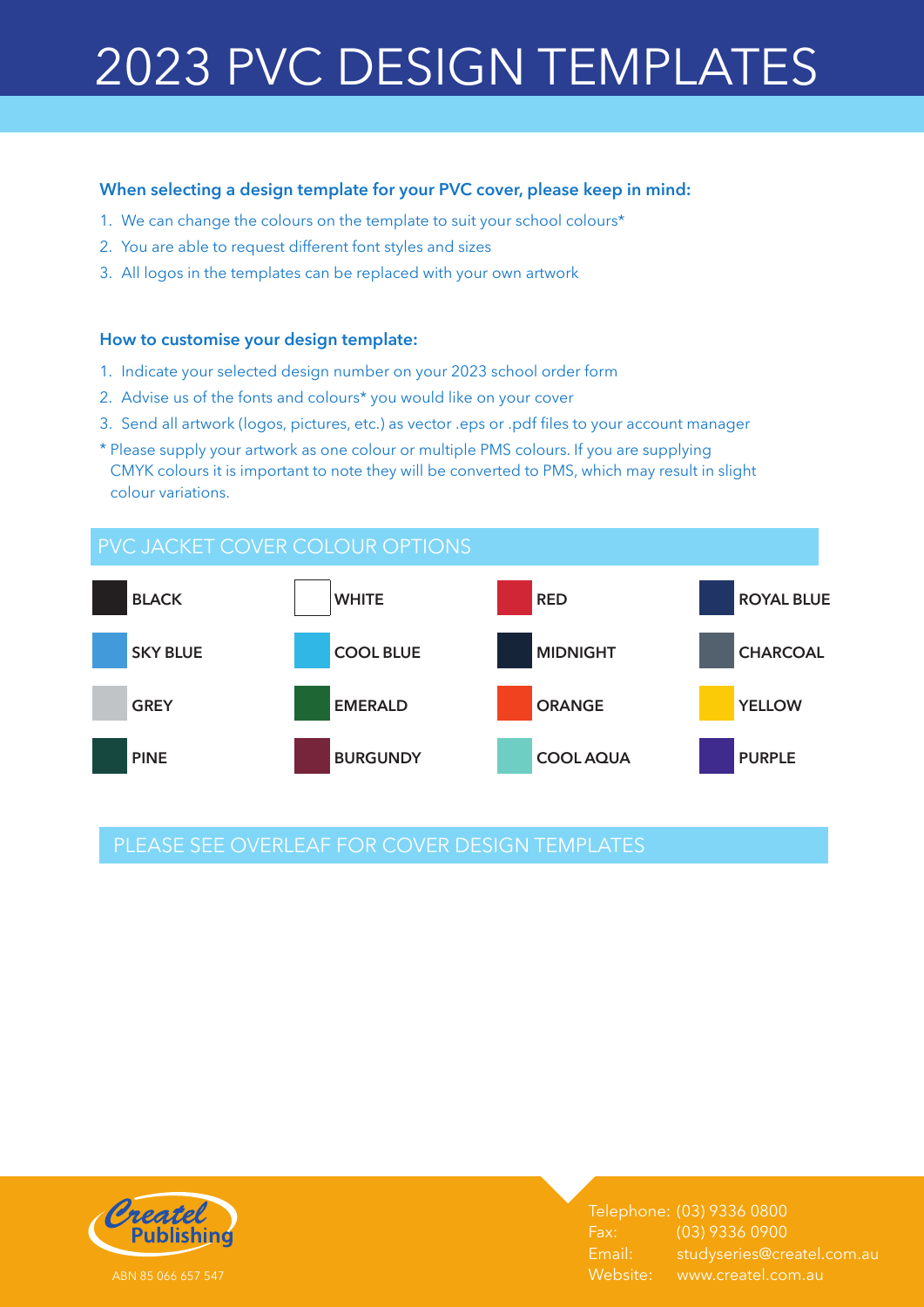# 2023 PVC DESIGN TEMPLATES

**When selecting a design template for your PVC cover, please keep in mind:**

1. We can change the colours on the template to suit your school colours*
2. You are able to request different font styles and sizes
3. All logos in the templates can be replaced with your own artwork

**How to customise your design template:**

1. Indicate your selected design number on your 2023 school order form
2. Advise us of the fonts and colours* you would like on your cover
3. Send all artwork (logos, pictures, etc.) as vector .eps or .pdf files to your account manager

\* Please supply your artwork as one colour or multiple PMS colours. If you are supplying CMYK colours it is important to note they will be converted to PMS, which may result in slight colour variations.

## PVC JACKET COVER COLOUR OPTIONS

| | | | |
|---|---|---|---|
| BLACK | WHITE | RED | ROYAL BLUE |
| SKY BLUE | COOL BLUE | MIDNIGHT | CHARCOAL |
| GREY | EMERALD | ORANGE | YELLOW |
| PINE | BURGUNDY | COOL AQUA | PURPLE |

PLEASE SEE OVERLEAF FOR COVER DESIGN TEMPLATES

Createl Publishing

ABN 85 066 657 547

Telephone: (03) 9336 0800
Fax: (03) 9336 0900
Email: studyseries@createl.com.au
Website: www.createl.com.au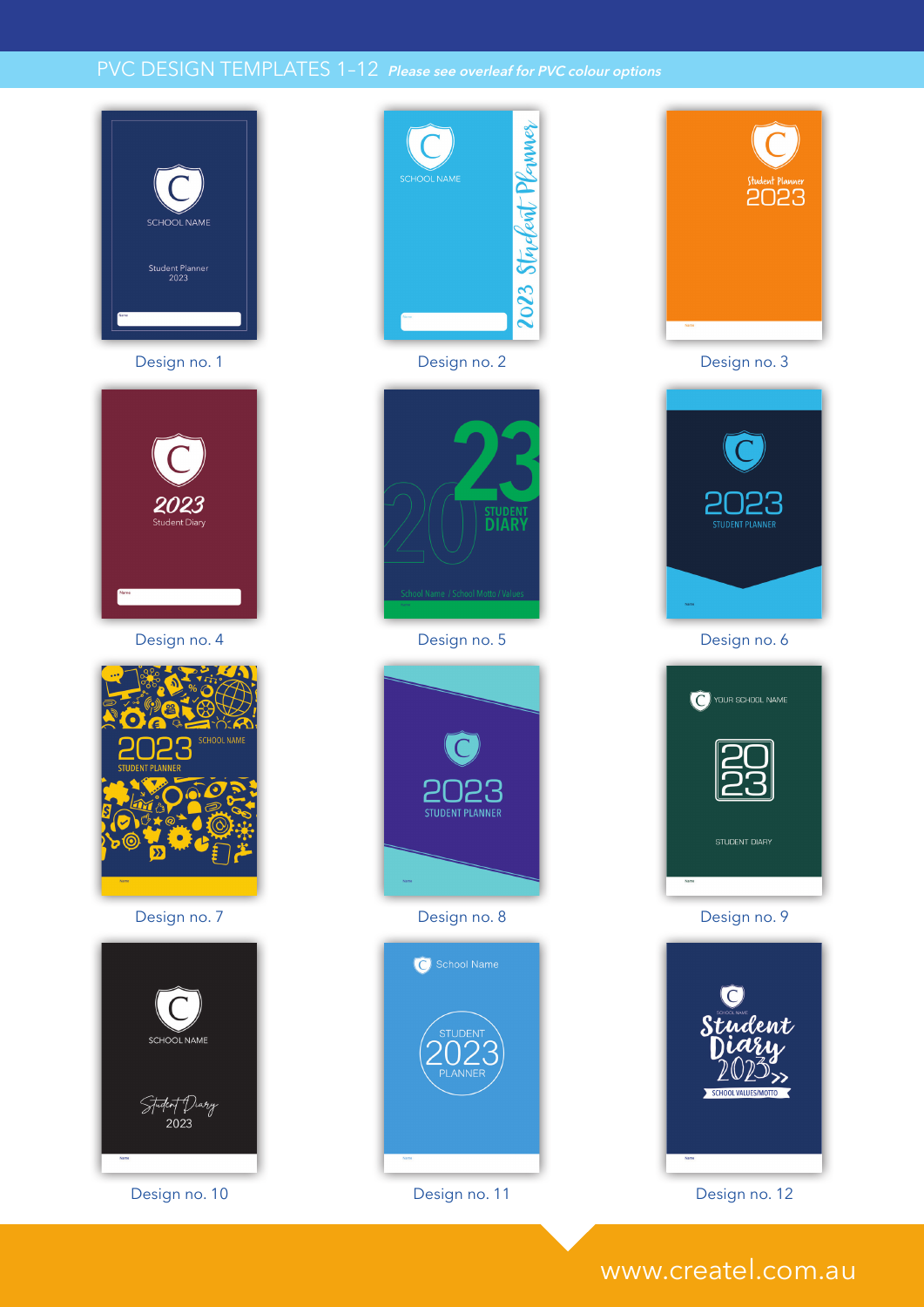## PVC DESIGN TEMPLATES 1–12 *Please see overleaf for PVC colour options*

Design no. 1

Design no. 2

Design no. 3

Design no. 4

Design no. 5

Design no. 6

Design no. 7

Design no. 8

Design no. 9

Design no. 10

Design no. 11

Design no. 12

www.createl.com.au